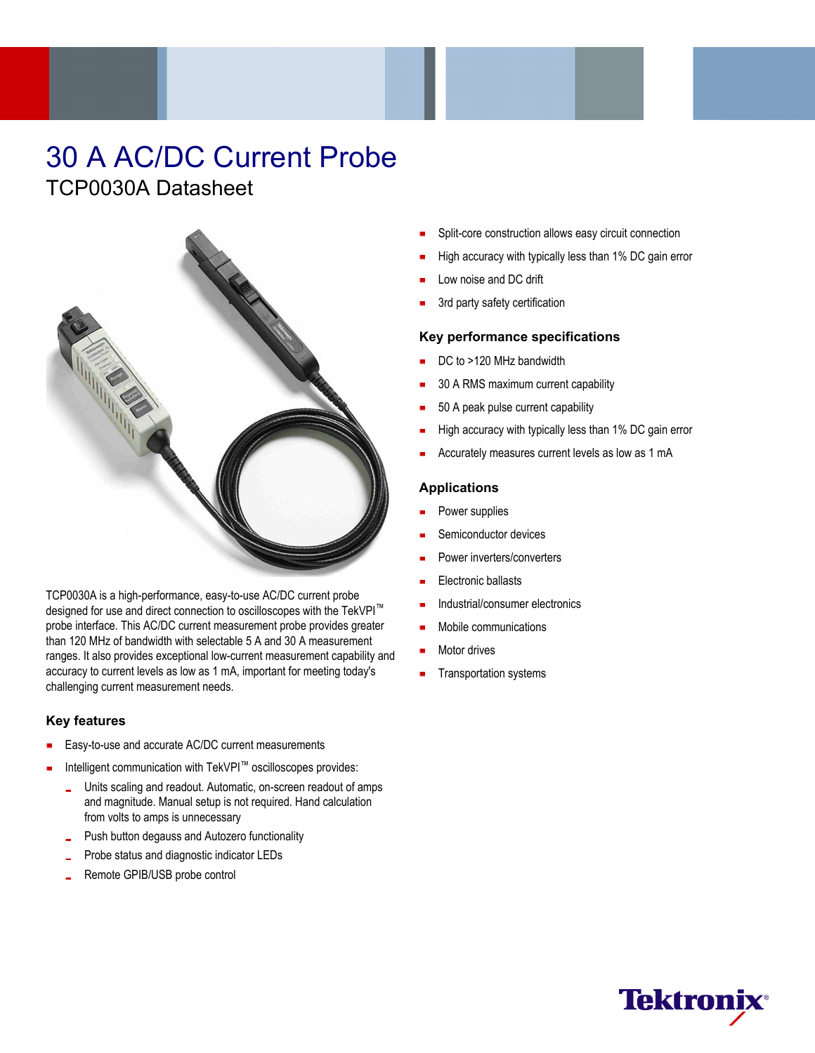# 30 A AC/DC Current Probe

## TCP0030A Datasheet

TCP0030A is a high-performance, easy-to-use AC/DC current probe designed for use and direct connection to oscilloscopes with the TekVPI™ probe interface. This AC/DC current measurement probe provides greater than 120 MHz of bandwidth with selectable 5 A and 30 A measurement ranges. It also provides exceptional low-current measurement capability and accuracy to current levels as low as 1 mA, important for meeting today's challenging current measurement needs.

### Key features

- Easy-to-use and accurate AC/DC current measurements
- Intelligent communication with TekVPI™ oscilloscopes provides:
  - Units scaling and readout. Automatic, on-screen readout of amps and magnitude. Manual setup is not required. Hand calculation from volts to amps is unnecessary
  - Push button degauss and Autozero functionality
  - Probe status and diagnostic indicator LEDs
  - Remote GPIB/USB probe control
- Split-core construction allows easy circuit connection
- High accuracy with typically less than 1% DC gain error
- Low noise and DC drift
- 3rd party safety certification

### Key performance specifications

- DC to >120 MHz bandwidth
- 30 A RMS maximum current capability
- 50 A peak pulse current capability
- High accuracy with typically less than 1% DC gain error
- Accurately measures current levels as low as 1 mA

### Applications

- Power supplies
- Semiconductor devices
- Power inverters/converters
- Electronic ballasts
- Industrial/consumer electronics
- Mobile communications
- Motor drives
- Transportation systems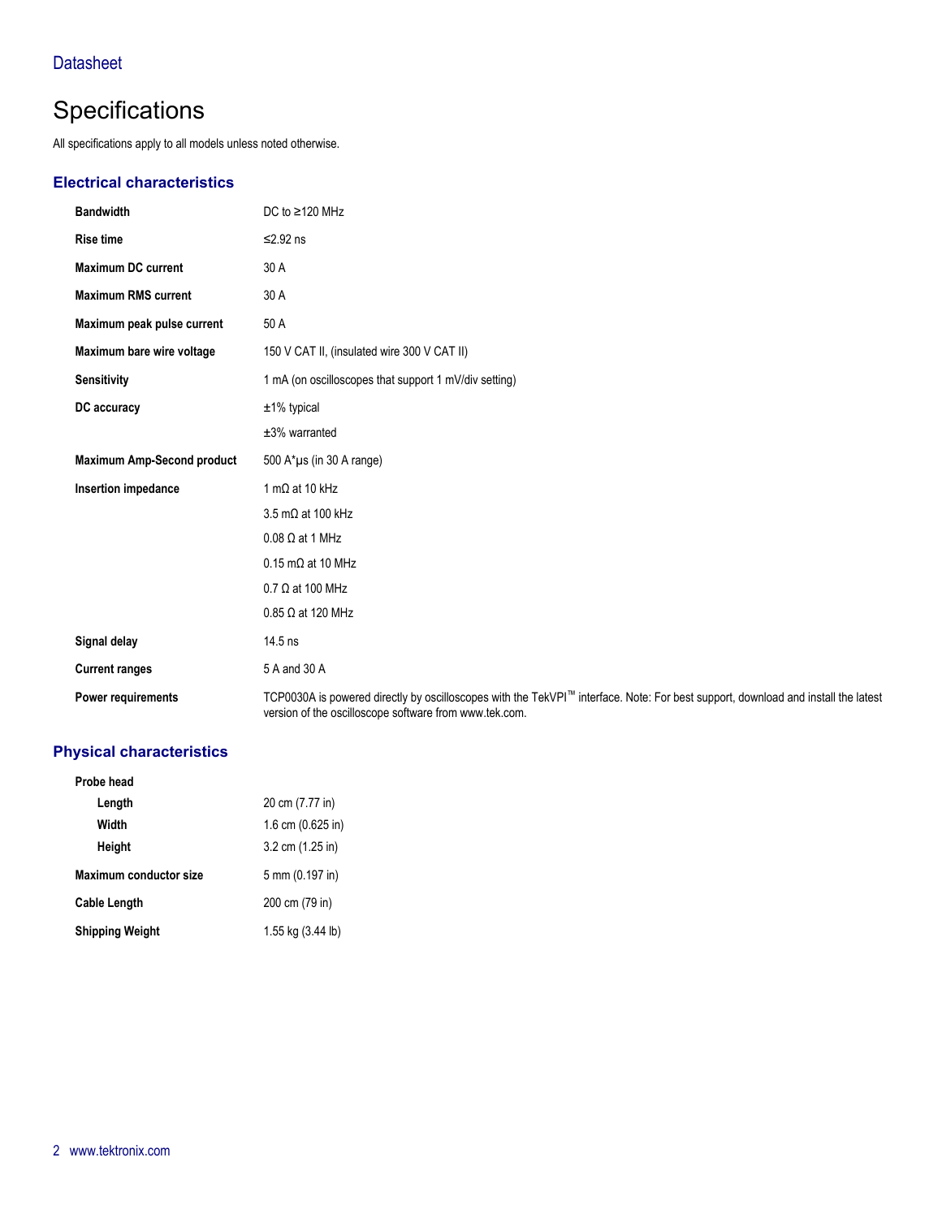# Specifications

All specifications apply to all models unless noted otherwise.

## Electrical characteristics

| | |
|---|---|
| **Bandwidth** | DC to ≥120 MHz |
| **Rise time** | ≤2.92 ns |
| **Maximum DC current** | 30 A |
| **Maximum RMS current** | 30 A |
| **Maximum peak pulse current** | 50 A |
| **Maximum bare wire voltage** | 150 V CAT II, (insulated wire 300 V CAT II) |
| **Sensitivity** | 1 mA (on oscilloscopes that support 1 mV/div setting) |
| **DC accuracy** | ±1% typical |
| | ±3% warranted |
| **Maximum Amp-Second product** | 500 A*µs (in 30 A range) |
| **Insertion impedance** | 1 mΩ at 10 kHz |
| | 3.5 mΩ at 100 kHz |
| | 0.08 Ω at 1 MHz |
| | 0.15 mΩ at 10 MHz |
| | 0.7 Ω at 100 MHz |
| | 0.85 Ω at 120 MHz |
| **Signal delay** | 14.5 ns |
| **Current ranges** | 5 A and 30 A |
| **Power requirements** | TCP0030A is powered directly by oscilloscopes with the TekVPI™ interface. Note: For best support, download and install the latest version of the oscilloscope software from www.tek.com. |

## Physical characteristics

| | |
|---|---|
| **Probe head** | |
| **Length** | 20 cm (7.77 in) |
| **Width** | 1.6 cm (0.625 in) |
| **Height** | 3.2 cm (1.25 in) |
| **Maximum conductor size** | 5 mm (0.197 in) |
| **Cable Length** | 200 cm (79 in) |
| **Shipping Weight** | 1.55 kg (3.44 lb) |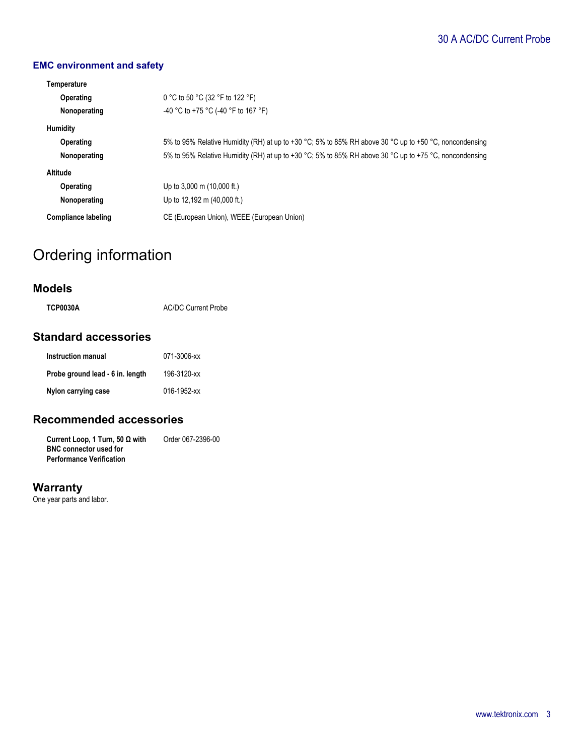### EMC environment and safety

| | |
|---|---|
| **Temperature** | |
| **Operating** | 0 °C to 50 °C (32 °F to 122 °F) |
| **Nonoperating** | -40 °C to +75 °C (-40 °F to 167 °F) |
| **Humidity** | |
| **Operating** | 5% to 95% Relative Humidity (RH) at up to +30 °C; 5% to 85% RH above 30 °C up to +50 °C, noncondensing |
| **Nonoperating** | 5% to 95% Relative Humidity (RH) at up to +30 °C; 5% to 85% RH above 30 °C up to +75 °C, noncondensing |
| **Altitude** | |
| **Operating** | Up to 3,000 m (10,000 ft.) |
| **Nonoperating** | Up to 12,192 m (40,000 ft.) |
| **Compliance labeling** | CE (European Union), WEEE (European Union) |

# Ordering information

## Models

| | |
|---|---|
| **TCP0030A** | AC/DC Current Probe |

## Standard accessories

| | |
|---|---|
| **Instruction manual** | 071-3006-xx |
| **Probe ground lead - 6 in. length** | 196-3120-xx |
| **Nylon carrying case** | 016-1952-xx |

## Recommended accessories

| | |
|---|---|
| **Current Loop, 1 Turn, 50 Ω with BNC connector used for Performance Verification** | Order 067-2396-00 |

## Warranty

One year parts and labor.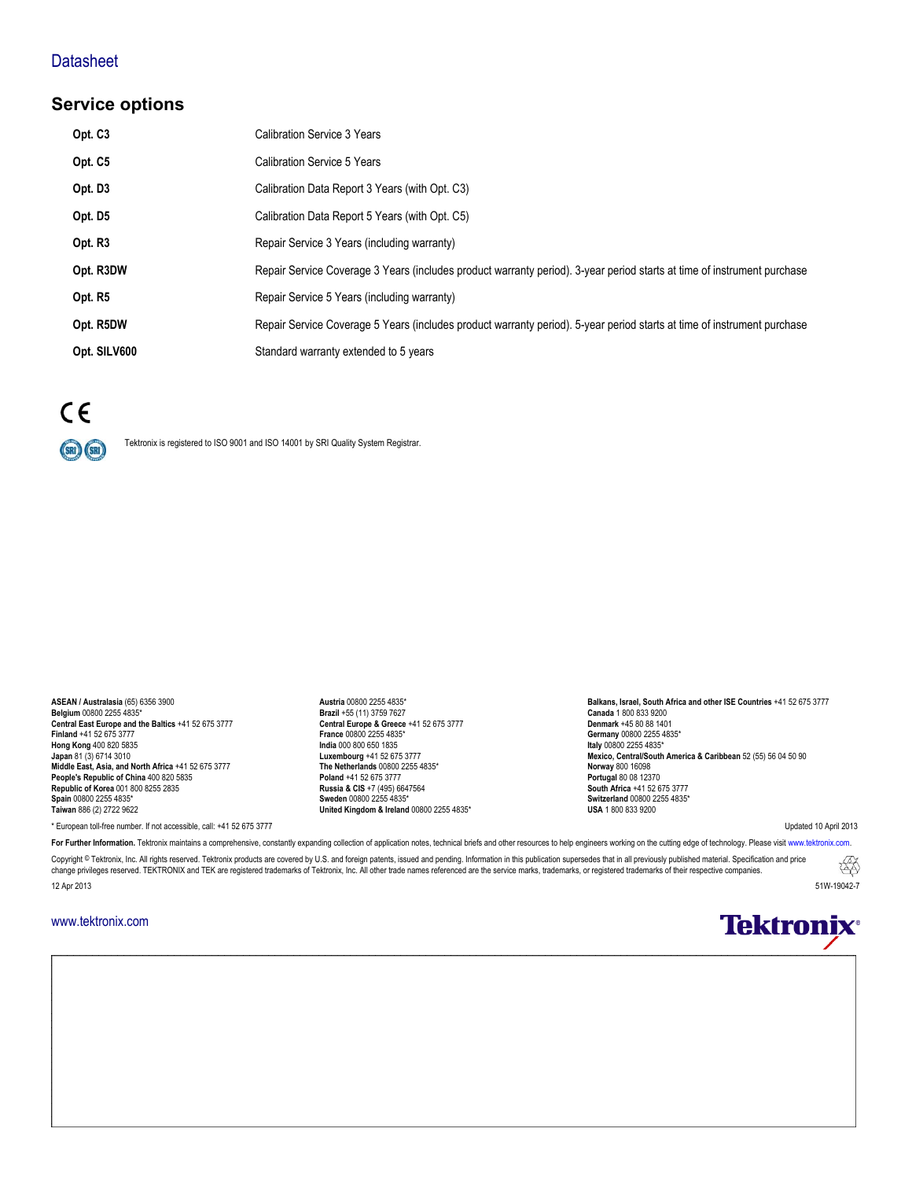## Service options

| | |
|---|---|
| **Opt. C3** | Calibration Service 3 Years |
| **Opt. C5** | Calibration Service 5 Years |
| **Opt. D3** | Calibration Data Report 3 Years (with Opt. C3) |
| **Opt. D5** | Calibration Data Report 5 Years (with Opt. C5) |
| **Opt. R3** | Repair Service 3 Years (including warranty) |
| **Opt. R3DW** | Repair Service Coverage 3 Years (includes product warranty period). 3-year period starts at time of instrument purchase |
| **Opt. R5** | Repair Service 5 Years (including warranty) |
| **Opt. R5DW** | Repair Service Coverage 5 Years (includes product warranty period). 5-year period starts at time of instrument purchase |
| **Opt. SILV600** | Standard warranty extended to 5 years |

Tektronix is registered to ISO 9001 and ISO 14001 by SRI Quality System Registrar.

**ASEAN / Australasia** (65) 6356 3900
**Belgium** 00800 2255 4835*
**Central East Europe and the Baltics** +41 52 675 3777
**Finland** +41 52 675 3777
**Hong Kong** 400 820 5835
**Japan** 81 (3) 6714 3010
**Middle East, Asia, and North Africa** +41 52 675 3777
**People's Republic of China** 400 820 5835
**Republic of Korea** 001 800 8255 2835
**Spain** 00800 2255 4835*
**Taiwan** 886 (2) 2722 9622

**Austria** 00800 2255 4835*
**Brazil** +55 (11) 3759 7627
**Central Europe & Greece** +41 52 675 3777
**France** 00800 2255 4835*
**India** 000 800 650 1835
**Luxembourg** +41 52 675 3777
**The Netherlands** 00800 2255 4835*
**Poland** +41 52 675 3777
**Russia & CIS** +7 (495) 6647564
**Sweden** 00800 2255 4835*
**United Kingdom & Ireland** 00800 2255 4835*

**Balkans, Israel, South Africa and other ISE Countries** +41 52 675 3777
**Canada** 1 800 833 9200
**Denmark** +45 80 88 1401
**Germany** 00800 2255 4835*
**Italy** 00800 2255 4835*
**Mexico, Central/South America & Caribbean** 52 (55) 56 04 50 90
**Norway** 800 16098
**Portugal** 80 08 12370
**South Africa** +41 52 675 3777
**Switzerland** 00800 2255 4835*
**USA** 1 800 833 9200

* European toll-free number. If not accessible, call: +41 52 675 3777

Updated 10 April 2013

**For Further Information.** Tektronix maintains a comprehensive, constantly expanding collection of application notes, technical briefs and other resources to help engineers working on the cutting edge of technology. Please visit www.tektronix.com.

Copyright © Tektronix, Inc. All rights reserved. Tektronix products are covered by U.S. and foreign patents, issued and pending. Information in this publication supersedes that in all previously published material. Specification and price change privileges reserved. TEKTRONIX and TEK are registered trademarks of Tektronix, Inc. All other trade names referenced are the service marks, trademarks, or registered trademarks of their respective companies.

12 Apr 2013

51W-19042-7

www.tektronix.com